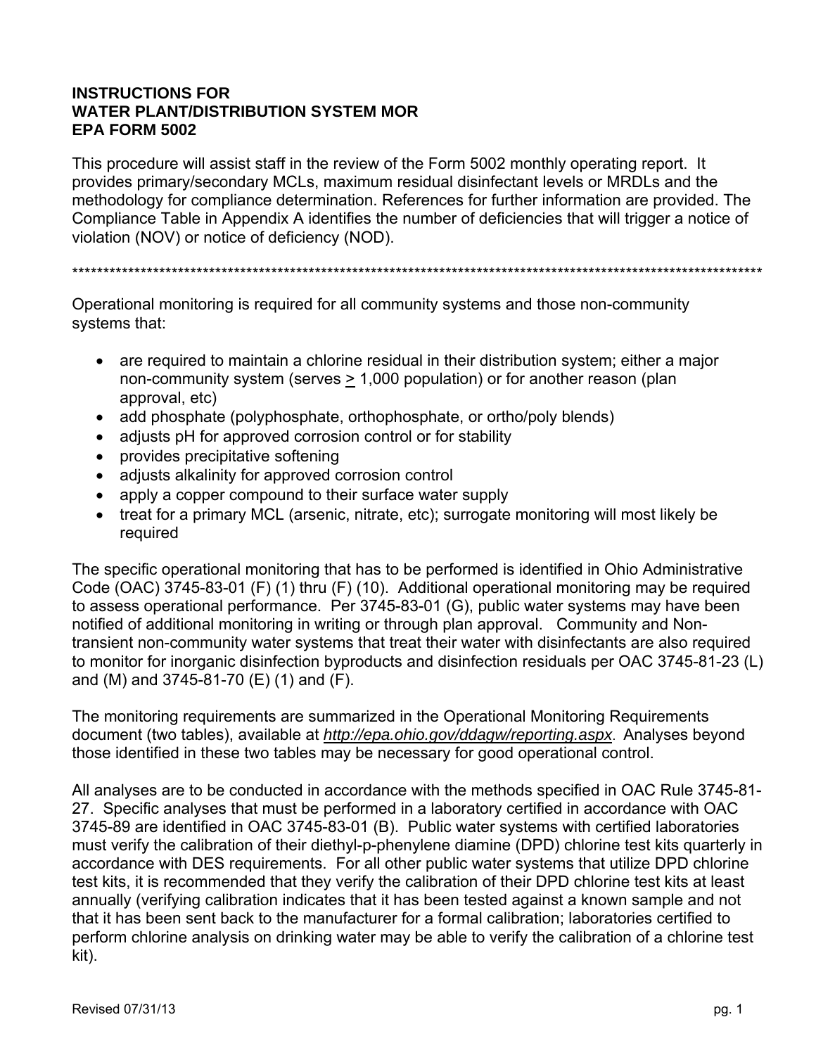**INSTRUCTIONS FOR**
**WATER PLANT/DISTRIBUTION SYSTEM MOR**
**EPA FORM 5002**

This procedure will assist staff in the review of the Form 5002 monthly operating report. It provides primary/secondary MCLs, maximum residual disinfectant levels or MRDLs and the methodology for compliance determination. References for further information are provided. The Compliance Table in Appendix A identifies the number of deficiencies that will trigger a notice of violation (NOV) or notice of deficiency (NOD).

******************************************************************************************************************

Operational monitoring is required for all community systems and those non-community systems that:

- are required to maintain a chlorine residual in their distribution system; either a major non-community system (serves ≥ 1,000 population) or for another reason (plan approval, etc)
- add phosphate (polyphosphate, orthophosphate, or ortho/poly blends)
- adjusts pH for approved corrosion control or for stability
- provides precipitative softening
- adjusts alkalinity for approved corrosion control
- apply a copper compound to their surface water supply
- treat for a primary MCL (arsenic, nitrate, etc); surrogate monitoring will most likely be required

The specific operational monitoring that has to be performed is identified in Ohio Administrative Code (OAC) 3745-83-01 (F) (1) thru (F) (10). Additional operational monitoring may be required to assess operational performance. Per 3745-83-01 (G), public water systems may have been notified of additional monitoring in writing or through plan approval. Community and Non-transient non-community water systems that treat their water with disinfectants are also required to monitor for inorganic disinfection byproducts and disinfection residuals per OAC 3745-81-23 (L) and (M) and 3745-81-70 (E) (1) and (F).

The monitoring requirements are summarized in the Operational Monitoring Requirements document (two tables), available at *http://epa.ohio.gov/ddagw/reporting.aspx*. Analyses beyond those identified in these two tables may be necessary for good operational control.

All analyses are to be conducted in accordance with the methods specified in OAC Rule 3745-81-27. Specific analyses that must be performed in a laboratory certified in accordance with OAC 3745-89 are identified in OAC 3745-83-01 (B). Public water systems with certified laboratories must verify the calibration of their diethyl-p-phenylene diamine (DPD) chlorine test kits quarterly in accordance with DES requirements. For all other public water systems that utilize DPD chlorine test kits, it is recommended that they verify the calibration of their DPD chlorine test kits at least annually (verifying calibration indicates that it has been tested against a known sample and not that it has been sent back to the manufacturer for a formal calibration; laboratories certified to perform chlorine analysis on drinking water may be able to verify the calibration of a chlorine test kit).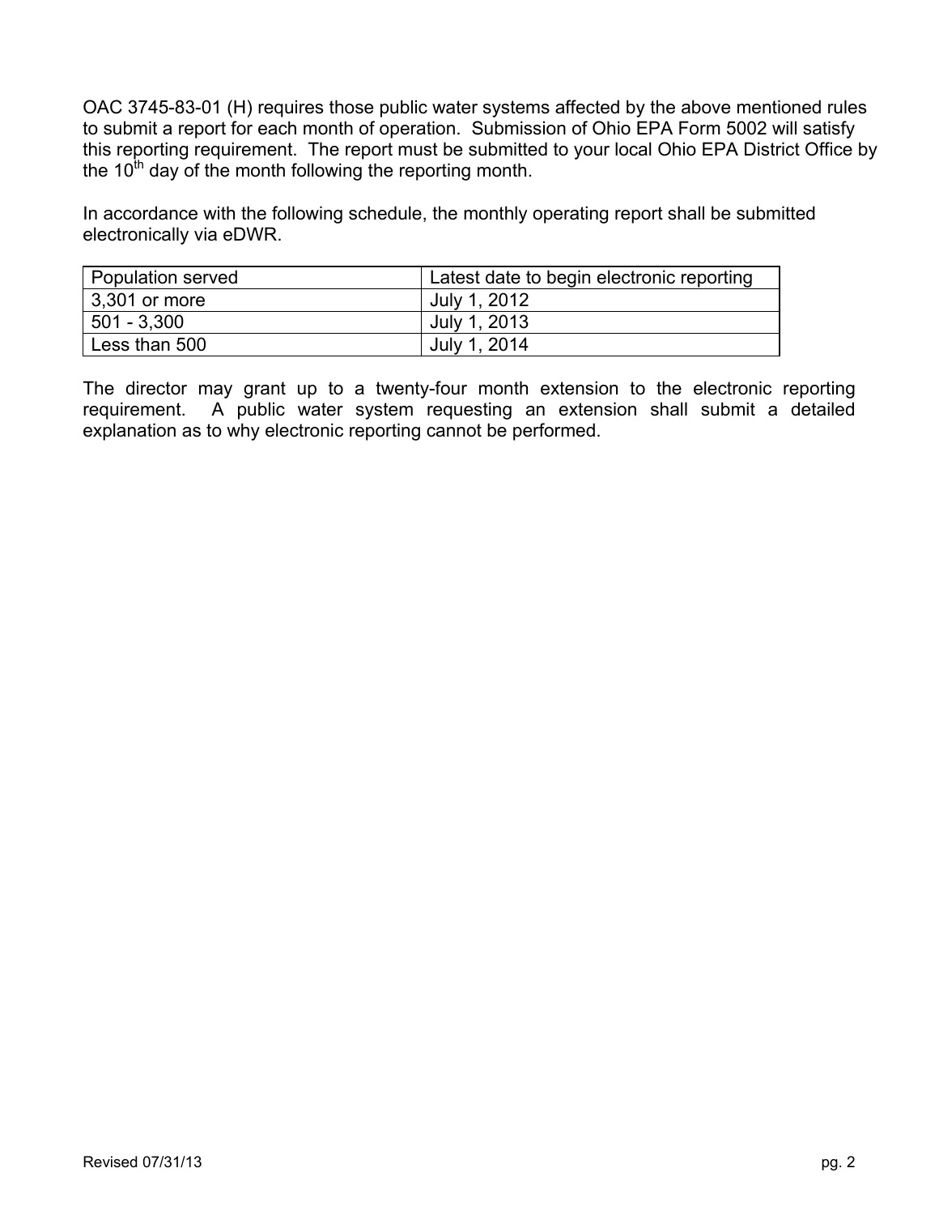OAC 3745-83-01 (H) requires those public water systems affected by the above mentioned rules to submit a report for each month of operation. Submission of Ohio EPA Form 5002 will satisfy this reporting requirement. The report must be submitted to your local Ohio EPA District Office by the 10th day of the month following the reporting month.

In accordance with the following schedule, the monthly operating report shall be submitted electronically via eDWR.

| Population served | Latest date to begin electronic reporting |
| --- | --- |
| 3,301 or more | July 1, 2012 |
| 501 - 3,300 | July 1, 2013 |
| Less than 500 | July 1, 2014 |

The director may grant up to a twenty-four month extension to the electronic reporting requirement. A public water system requesting an extension shall submit a detailed explanation as to why electronic reporting cannot be performed.

Revised 07/31/13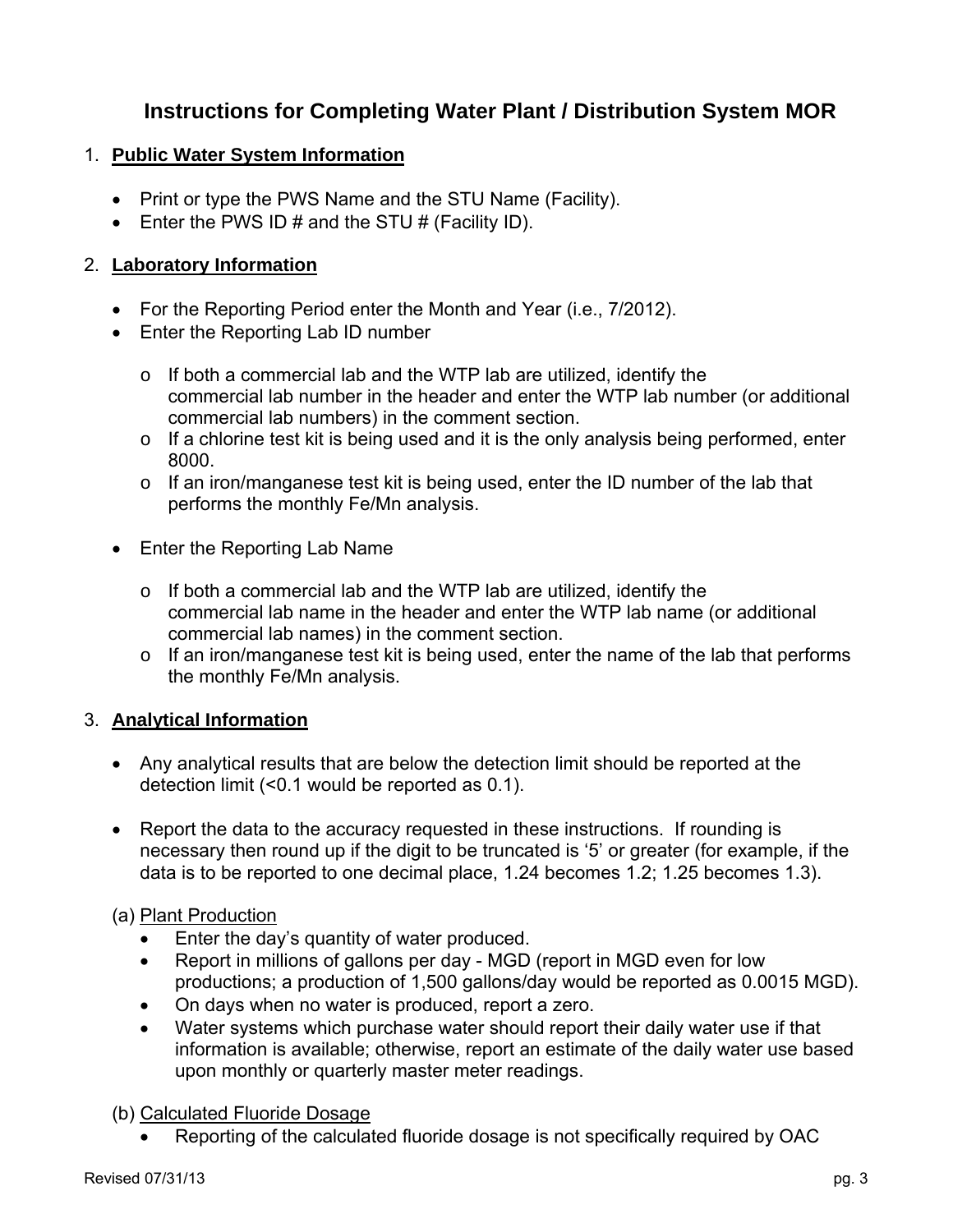# Instructions for Completing Water Plant / Distribution System MOR

1. **Public Water System Information**

   - Print or type the PWS Name and the STU Name (Facility).
   - Enter the PWS ID # and the STU # (Facility ID).

2. **Laboratory Information**

   - For the Reporting Period enter the Month and Year (i.e., 7/2012).
   - Enter the Reporting Lab ID number
     - If both a commercial lab and the WTP lab are utilized, identify the commercial lab number in the header and enter the WTP lab number (or additional commercial lab numbers) in the comment section.
     - If a chlorine test kit is being used and it is the only analysis being performed, enter 8000.
     - If an iron/manganese test kit is being used, enter the ID number of the lab that performs the monthly Fe/Mn analysis.
   - Enter the Reporting Lab Name
     - If both a commercial lab and the WTP lab are utilized, identify the commercial lab name in the header and enter the WTP lab name (or additional commercial lab names) in the comment section.
     - If an iron/manganese test kit is being used, enter the name of the lab that performs the monthly Fe/Mn analysis.

3. **Analytical Information**

   - Any analytical results that are below the detection limit should be reported at the detection limit (<0.1 would be reported as 0.1).
   - Report the data to the accuracy requested in these instructions. If rounding is necessary then round up if the digit to be truncated is '5' or greater (for example, if the data is to be reported to one decimal place, 1.24 becomes 1.2; 1.25 becomes 1.3).

   (a) Plant Production

   - Enter the day's quantity of water produced.
   - Report in millions of gallons per day - MGD (report in MGD even for low productions; a production of 1,500 gallons/day would be reported as 0.0015 MGD).
   - On days when no water is produced, report a zero.
   - Water systems which purchase water should report their daily water use if that information is available; otherwise, report an estimate of the daily water use based upon monthly or quarterly master meter readings.

   (b) Calculated Fluoride Dosage

   - Reporting of the calculated fluoride dosage is not specifically required by OAC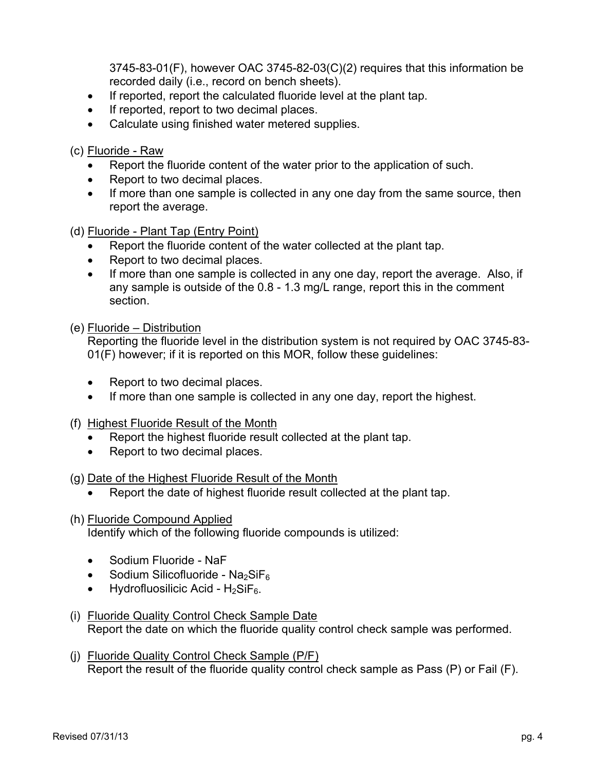3745-83-01(F), however OAC 3745-82-03(C)(2) requires that this information be recorded daily (i.e., record on bench sheets).

- If reported, report the calculated fluoride level at the plant tap.
- If reported, report to two decimal places.
- Calculate using finished water metered supplies.

(c) Fluoride - Raw

- Report the fluoride content of the water prior to the application of such.
- Report to two decimal places.
- If more than one sample is collected in any one day from the same source, then report the average.

(d) Fluoride - Plant Tap (Entry Point)

- Report the fluoride content of the water collected at the plant tap.
- Report to two decimal places.
- If more than one sample is collected in any one day, report the average. Also, if any sample is outside of the 0.8 - 1.3 mg/L range, report this in the comment section.

(e) Fluoride – Distribution

Reporting the fluoride level in the distribution system is not required by OAC 3745-83-01(F) however; if it is reported on this MOR, follow these guidelines:

- Report to two decimal places.
- If more than one sample is collected in any one day, report the highest.

(f) Highest Fluoride Result of the Month

- Report the highest fluoride result collected at the plant tap.
- Report to two decimal places.

(g) Date of the Highest Fluoride Result of the Month

- Report the date of highest fluoride result collected at the plant tap.

(h) Fluoride Compound Applied

Identify which of the following fluoride compounds is utilized:

- Sodium Fluoride - NaF
- Sodium Silicofluoride - $Na_2SiF_6$
- Hydrofluosilicic Acid - $H_2SiF_6$.

(i) Fluoride Quality Control Check Sample Date

Report the date on which the fluoride quality control check sample was performed.

(j) Fluoride Quality Control Check Sample (P/F)

Report the result of the fluoride quality control check sample as Pass (P) or Fail (F).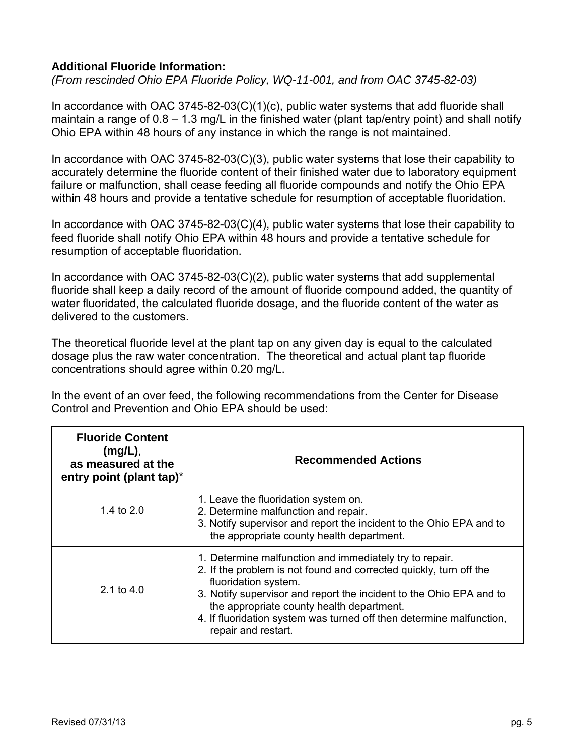**Additional Fluoride Information:**
*(From rescinded Ohio EPA Fluoride Policy, WQ-11-001, and from OAC 3745-82-03)*

In accordance with OAC 3745-82-03(C)(1)(c), public water systems that add fluoride shall maintain a range of 0.8 – 1.3 mg/L in the finished water (plant tap/entry point) and shall notify Ohio EPA within 48 hours of any instance in which the range is not maintained.

In accordance with OAC 3745-82-03(C)(3), public water systems that lose their capability to accurately determine the fluoride content of their finished water due to laboratory equipment failure or malfunction, shall cease feeding all fluoride compounds and notify the Ohio EPA within 48 hours and provide a tentative schedule for resumption of acceptable fluoridation.

In accordance with OAC 3745-82-03(C)(4), public water systems that lose their capability to feed fluoride shall notify Ohio EPA within 48 hours and provide a tentative schedule for resumption of acceptable fluoridation.

In accordance with OAC 3745-82-03(C)(2), public water systems that add supplemental fluoride shall keep a daily record of the amount of fluoride compound added, the quantity of water fluoridated, the calculated fluoride dosage, and the fluoride content of the water as delivered to the customers.

The theoretical fluoride level at the plant tap on any given day is equal to the calculated dosage plus the raw water concentration. The theoretical and actual plant tap fluoride concentrations should agree within 0.20 mg/L.

In the event of an over feed, the following recommendations from the Center for Disease Control and Prevention and Ohio EPA should be used:

| **Fluoride Content (mg/L), as measured at the entry point (plant tap)*** | **Recommended Actions** |
|---|---|
| 1.4 to 2.0 | 1. Leave the fluoridation system on.<br>2. Determine malfunction and repair.<br>3. Notify supervisor and report the incident to the Ohio EPA and to the appropriate county health department. |
| 2.1 to 4.0 | 1. Determine malfunction and immediately try to repair.<br>2. If the problem is not found and corrected quickly, turn off the fluoridation system.<br>3. Notify supervisor and report the incident to the Ohio EPA and to the appropriate county health department.<br>4. If fluoridation system was turned off then determine malfunction, repair and restart. |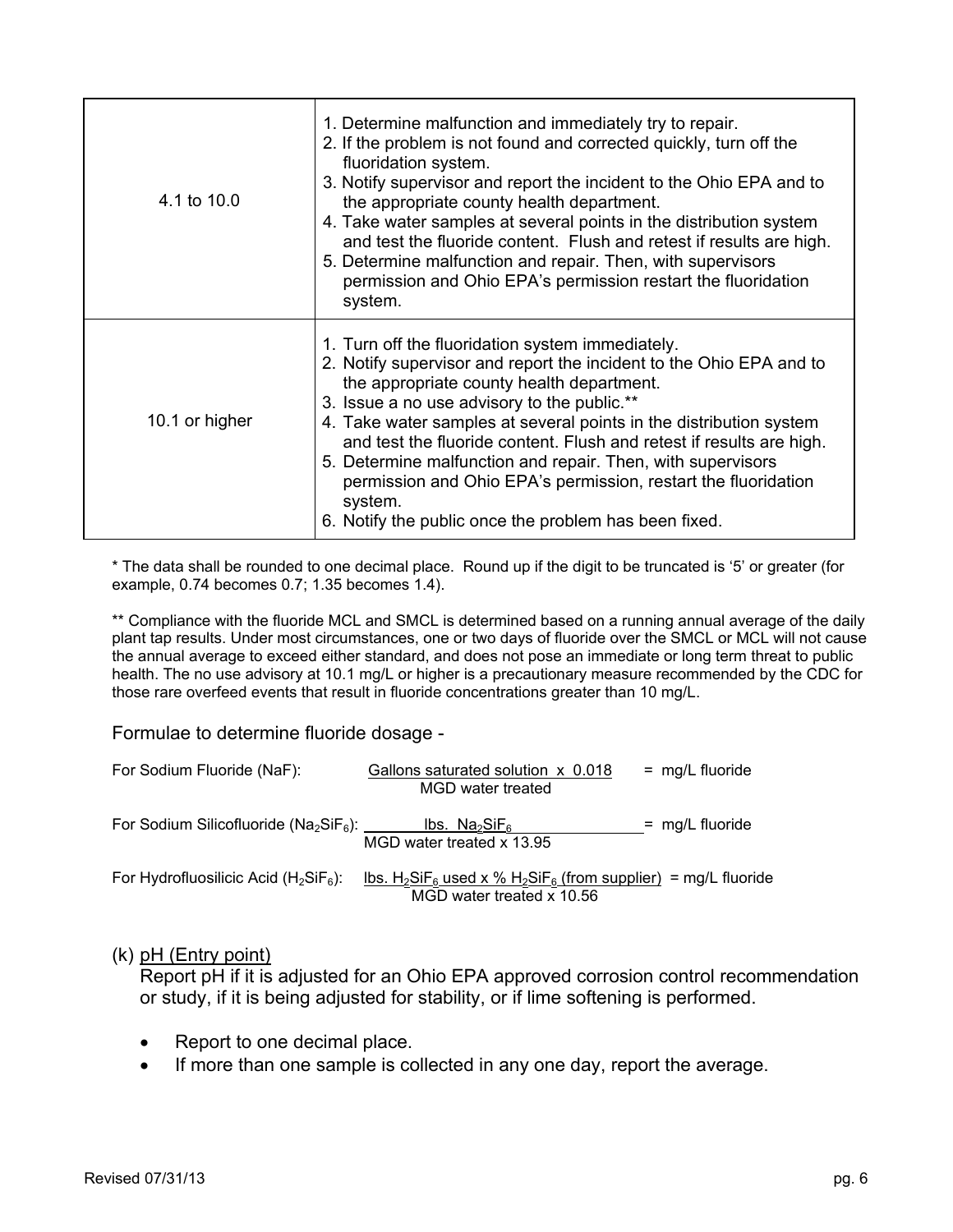| | |
|---|---|
| 4.1 to 10.0 | 1. Determine malfunction and immediately try to repair.<br>2. If the problem is not found and corrected quickly, turn off the fluoridation system.<br>3. Notify supervisor and report the incident to the Ohio EPA and to the appropriate county health department.<br>4. Take water samples at several points in the distribution system and test the fluoride content. Flush and retest if results are high.<br>5. Determine malfunction and repair. Then, with supervisors permission and Ohio EPA's permission restart the fluoridation system. |
| 10.1 or higher | 1. Turn off the fluoridation system immediately.<br>2. Notify supervisor and report the incident to the Ohio EPA and to the appropriate county health department.<br>3. Issue a no use advisory to the public.**<br>4. Take water samples at several points in the distribution system and test the fluoride content. Flush and retest if results are high.<br>5. Determine malfunction and repair. Then, with supervisors permission and Ohio EPA's permission, restart the fluoridation system.<br>6. Notify the public once the problem has been fixed. |

* The data shall be rounded to one decimal place. Round up if the digit to be truncated is '5' or greater (for example, 0.74 becomes 0.7; 1.35 becomes 1.4).

** Compliance with the fluoride MCL and SMCL is determined based on a running annual average of the daily plant tap results. Under most circumstances, one or two days of fluoride over the SMCL or MCL will not cause the annual average to exceed either standard, and does not pose an immediate or long term threat to public health. The no use advisory at 10.1 mg/L or higher is a precautionary measure recommended by the CDC for those rare overfeed events that result in fluoride concentrations greater than 10 mg/L.

Formulae to determine fluoride dosage -

For Sodium Fluoride (NaF):

$$\frac{\text{Gallons saturated solution} \times 0.018}{\text{MGD water treated}} = \text{mg/L fluoride}$$

For Sodium Silicofluoride ($Na_2SiF_6$):

$$\frac{\text{lbs. } Na_2SiF_6}{\text{MGD water treated} \times 13.95} = \text{mg/L fluoride}$$

For Hydrofluosilicic Acid ($H_2SiF_6$):

$$\frac{\text{lbs. } H_2SiF_6 \text{ used} \times \%\ H_2SiF_6 \text{ (from supplier)}}{\text{MGD water treated} \times 10.56} = \text{mg/L fluoride}$$

(k) pH (Entry point)

Report pH if it is adjusted for an Ohio EPA approved corrosion control recommendation or study, if it is being adjusted for stability, or if lime softening is performed.

- Report to one decimal place.
- If more than one sample is collected in any one day, report the average.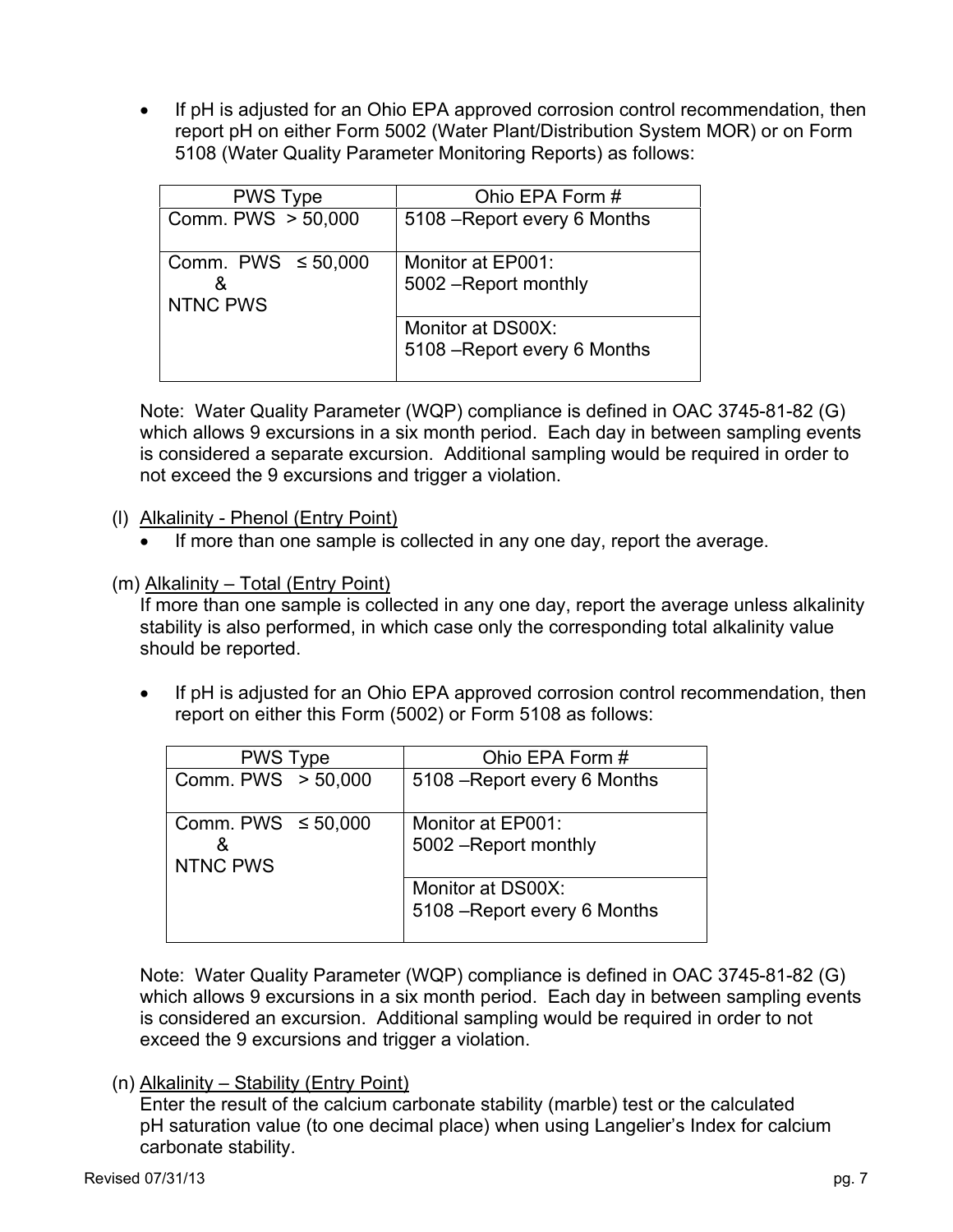- If pH is adjusted for an Ohio EPA approved corrosion control recommendation, then report pH on either Form 5002 (Water Plant/Distribution System MOR) or on Form 5108 (Water Quality Parameter Monitoring Reports) as follows:

| PWS Type | Ohio EPA Form # |
|---|---|
| Comm. PWS > 50,000 | 5108 –Report every 6 Months |
| Comm. PWS ≤ 50,000 & NTNC PWS | Monitor at EP001: 5002 –Report monthly |
| | Monitor at DS00X: 5108 –Report every 6 Months |

Note: Water Quality Parameter (WQP) compliance is defined in OAC 3745-81-82 (G) which allows 9 excursions in a six month period. Each day in between sampling events is considered a separate excursion. Additional sampling would be required in order to not exceed the 9 excursions and trigger a violation.

(l) <u>Alkalinity - Phenol (Entry Point)</u>

- If more than one sample is collected in any one day, report the average.

(m) <u>Alkalinity – Total (Entry Point)</u>

If more than one sample is collected in any one day, report the average unless alkalinity stability is also performed, in which case only the corresponding total alkalinity value should be reported.

- If pH is adjusted for an Ohio EPA approved corrosion control recommendation, then report on either this Form (5002) or Form 5108 as follows:

| PWS Type | Ohio EPA Form # |
|---|---|
| Comm. PWS > 50,000 | 5108 –Report every 6 Months |
| Comm. PWS ≤ 50,000 & NTNC PWS | Monitor at EP001: 5002 –Report monthly |
| | Monitor at DS00X: 5108 –Report every 6 Months |

Note: Water Quality Parameter (WQP) compliance is defined in OAC 3745-81-82 (G) which allows 9 excursions in a six month period. Each day in between sampling events is considered an excursion. Additional sampling would be required in order to not exceed the 9 excursions and trigger a violation.

(n) <u>Alkalinity – Stability (Entry Point)</u>

Enter the result of the calcium carbonate stability (marble) test or the calculated pH saturation value (to one decimal place) when using Langelier's Index for calcium carbonate stability.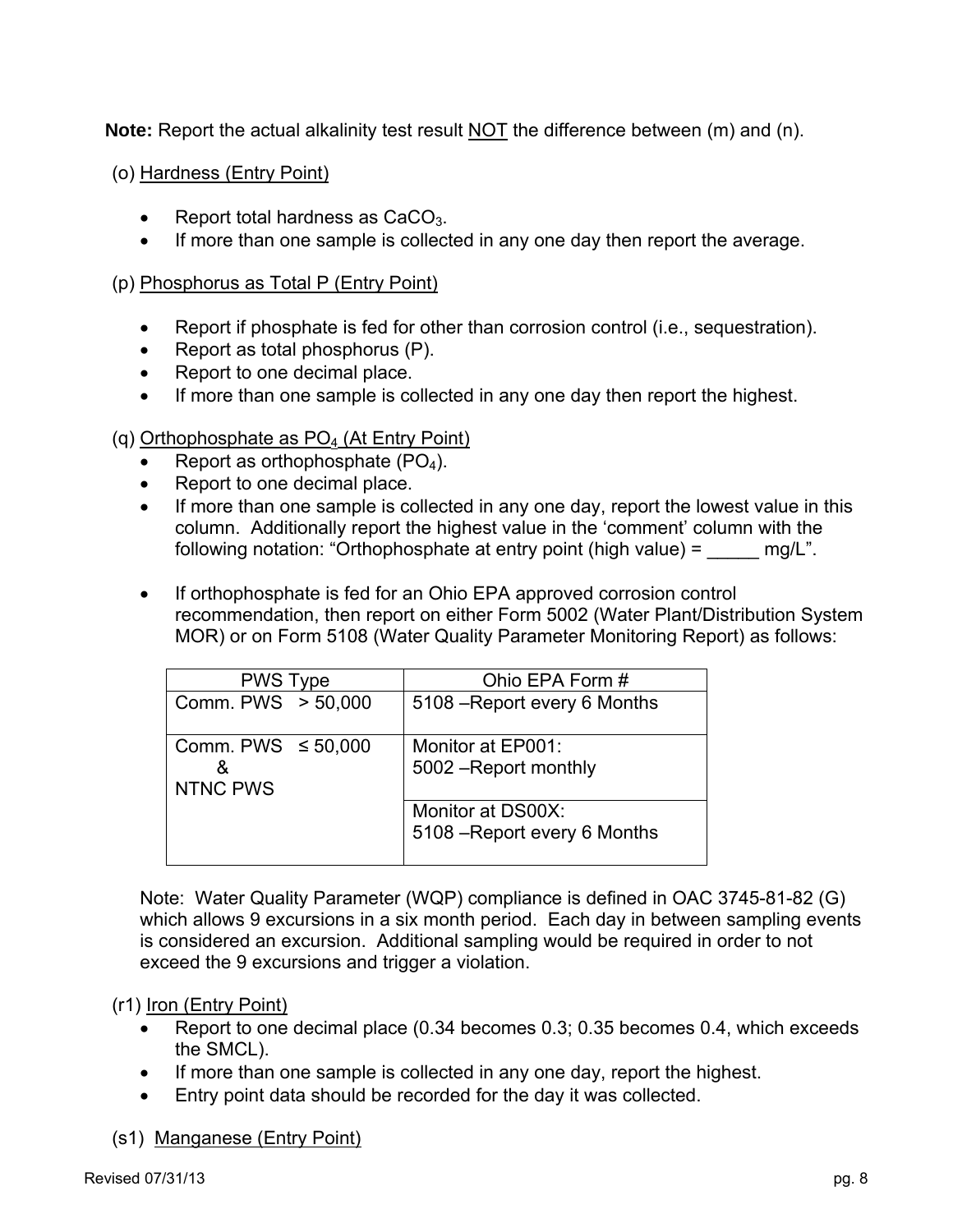**Note:** Report the actual alkalinity test result NOT the difference between (m) and (n).

(o) Hardness (Entry Point)

- Report total hardness as $CaCO_3$.
- If more than one sample is collected in any one day then report the average.

(p) Phosphorus as Total P (Entry Point)

- Report if phosphate is fed for other than corrosion control (i.e., sequestration).
- Report as total phosphorus (P).
- Report to one decimal place.
- If more than one sample is collected in any one day then report the highest.

(q) Orthophosphate as $PO_4$ (At Entry Point)

- Report as orthophosphate ($PO_4$).
- Report to one decimal place.
- If more than one sample is collected in any one day, report the lowest value in this column. Additionally report the highest value in the 'comment' column with the following notation: "Orthophosphate at entry point (high value) = _____ mg/L".

- If orthophosphate is fed for an Ohio EPA approved corrosion control recommendation, then report on either Form 5002 (Water Plant/Distribution System MOR) or on Form 5108 (Water Quality Parameter Monitoring Report) as follows:

| PWS Type | Ohio EPA Form # |
|---|---|
| Comm. PWS > 50,000 | 5108 –Report every 6 Months |
| Comm. PWS ≤ 50,000 & NTNC PWS | Monitor at EP001: 5002 –Report monthly |
| | Monitor at DS00X: 5108 –Report every 6 Months |

Note: Water Quality Parameter (WQP) compliance is defined in OAC 3745-81-82 (G) which allows 9 excursions in a six month period. Each day in between sampling events is considered an excursion. Additional sampling would be required in order to not exceed the 9 excursions and trigger a violation.

(r1) Iron (Entry Point)

- Report to one decimal place (0.34 becomes 0.3; 0.35 becomes 0.4, which exceeds the SMCL).
- If more than one sample is collected in any one day, report the highest.
- Entry point data should be recorded for the day it was collected.

(s1) Manganese (Entry Point)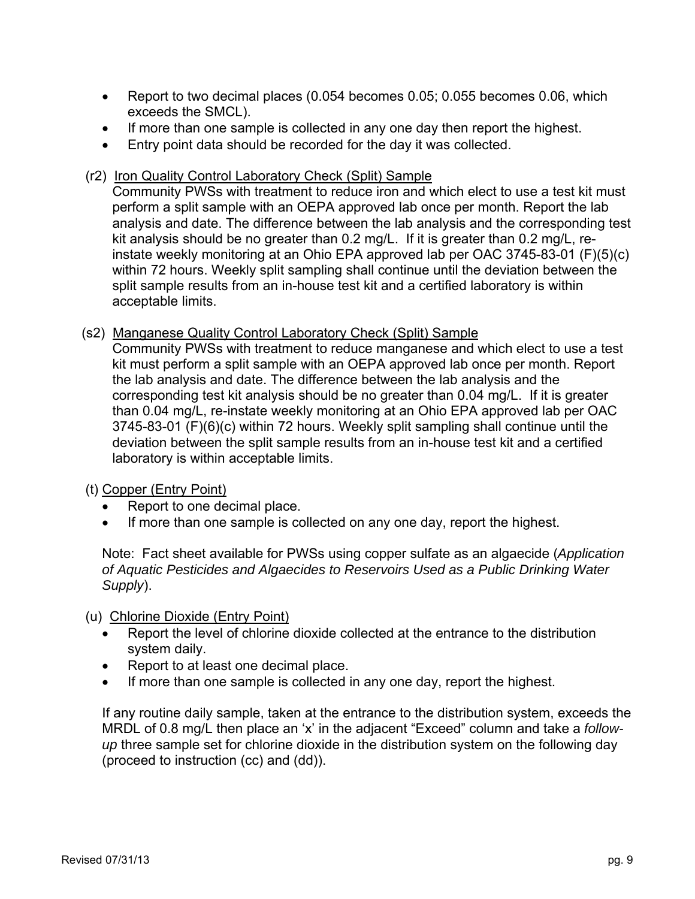- Report to two decimal places (0.054 becomes 0.05; 0.055 becomes 0.06, which exceeds the SMCL).
- If more than one sample is collected in any one day then report the highest.
- Entry point data should be recorded for the day it was collected.

(r2) <u>Iron Quality Control Laboratory Check (Split) Sample</u>

Community PWSs with treatment to reduce iron and which elect to use a test kit must perform a split sample with an OEPA approved lab once per month. Report the lab analysis and date. The difference between the lab analysis and the corresponding test kit analysis should be no greater than 0.2 mg/L. If it is greater than 0.2 mg/L, re-instate weekly monitoring at an Ohio EPA approved lab per OAC 3745-83-01 (F)(5)(c) within 72 hours. Weekly split sampling shall continue until the deviation between the split sample results from an in-house test kit and a certified laboratory is within acceptable limits.

(s2) <u>Manganese Quality Control Laboratory Check (Split) Sample</u>

Community PWSs with treatment to reduce manganese and which elect to use a test kit must perform a split sample with an OEPA approved lab once per month. Report the lab analysis and date. The difference between the lab analysis and the corresponding test kit analysis should be no greater than 0.04 mg/L. If it is greater than 0.04 mg/L, re-instate weekly monitoring at an Ohio EPA approved lab per OAC 3745-83-01 (F)(6)(c) within 72 hours. Weekly split sampling shall continue until the deviation between the split sample results from an in-house test kit and a certified laboratory is within acceptable limits.

(t) <u>Copper (Entry Point)</u>

- Report to one decimal place.
- If more than one sample is collected on any one day, report the highest.

Note: Fact sheet available for PWSs using copper sulfate as an algaecide (*Application of Aquatic Pesticides and Algaecides to Reservoirs Used as a Public Drinking Water Supply*).

(u) <u>Chlorine Dioxide (Entry Point)</u>

- Report the level of chlorine dioxide collected at the entrance to the distribution system daily.
- Report to at least one decimal place.
- If more than one sample is collected in any one day, report the highest.

If any routine daily sample, taken at the entrance to the distribution system, exceeds the MRDL of 0.8 mg/L then place an 'x' in the adjacent "Exceed" column and take a *follow-up* three sample set for chlorine dioxide in the distribution system on the following day (proceed to instruction (cc) and (dd)).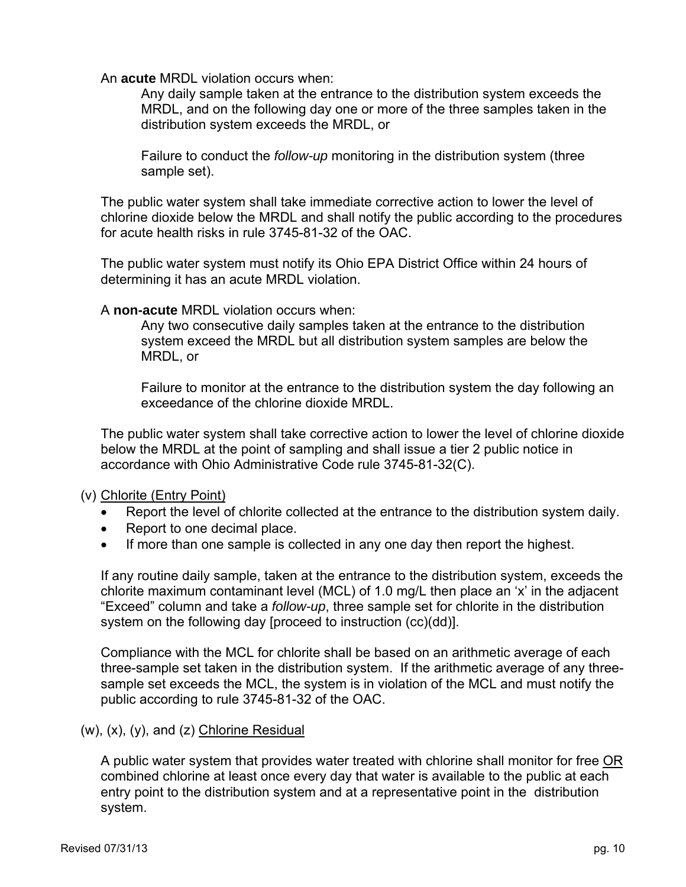An **acute** MRDL violation occurs when:

Any daily sample taken at the entrance to the distribution system exceeds the MRDL, and on the following day one or more of the three samples taken in the distribution system exceeds the MRDL, or

Failure to conduct the *follow-up* monitoring in the distribution system (three sample set).

The public water system shall take immediate corrective action to lower the level of chlorine dioxide below the MRDL and shall notify the public according to the procedures for acute health risks in rule 3745-81-32 of the OAC.

The public water system must notify its Ohio EPA District Office within 24 hours of determining it has an acute MRDL violation.

A **non-acute** MRDL violation occurs when:

Any two consecutive daily samples taken at the entrance to the distribution system exceed the MRDL but all distribution system samples are below the MRDL, or

Failure to monitor at the entrance to the distribution system the day following an exceedance of the chlorine dioxide MRDL.

The public water system shall take corrective action to lower the level of chlorine dioxide below the MRDL at the point of sampling and shall issue a tier 2 public notice in accordance with Ohio Administrative Code rule 3745-81-32(C).

(v) Chlorite (Entry Point)

- Report the level of chlorite collected at the entrance to the distribution system daily.
- Report to one decimal place.
- If more than one sample is collected in any one day then report the highest.

If any routine daily sample, taken at the entrance to the distribution system, exceeds the chlorite maximum contaminant level (MCL) of 1.0 mg/L then place an 'x' in the adjacent "Exceed" column and take a *follow-up*, three sample set for chlorite in the distribution system on the following day [proceed to instruction (cc)(dd)].

Compliance with the MCL for chlorite shall be based on an arithmetic average of each three-sample set taken in the distribution system. If the arithmetic average of any three-sample set exceeds the MCL, the system is in violation of the MCL and must notify the public according to rule 3745-81-32 of the OAC.

(w), (x), (y), and (z) Chlorine Residual

A public water system that provides water treated with chlorine shall monitor for free OR combined chlorine at least once every day that water is available to the public at each entry point to the distribution system and at a representative point in the distribution system.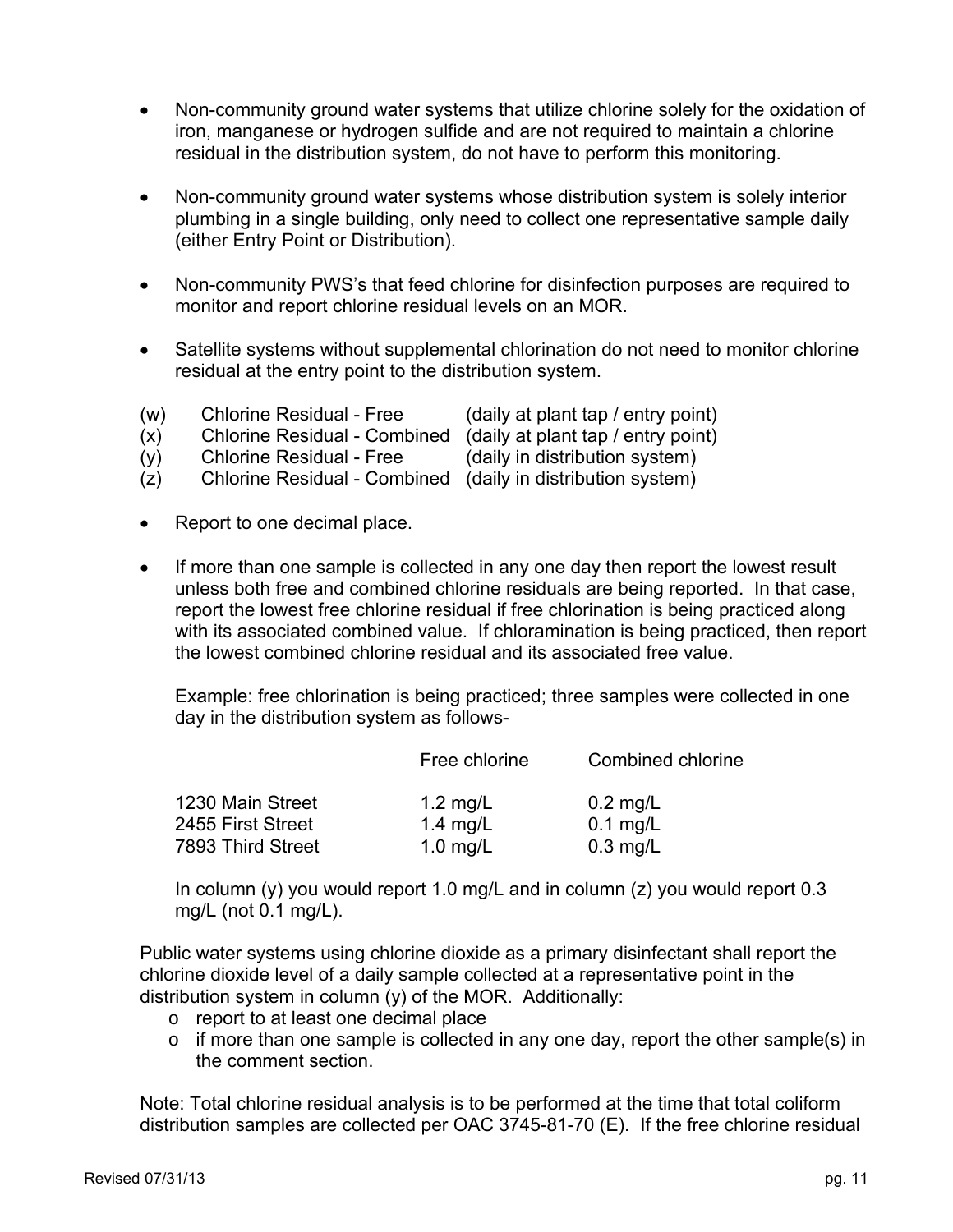- Non-community ground water systems that utilize chlorine solely for the oxidation of iron, manganese or hydrogen sulfide and are not required to maintain a chlorine residual in the distribution system, do not have to perform this monitoring.

- Non-community ground water systems whose distribution system is solely interior plumbing in a single building, only need to collect one representative sample daily (either Entry Point or Distribution).

- Non-community PWS's that feed chlorine for disinfection purposes are required to monitor and report chlorine residual levels on an MOR.

- Satellite systems without supplemental chlorination do not need to monitor chlorine residual at the entry point to the distribution system.

| | | |
|---|---|---|
| (w) | Chlorine Residual - Free | (daily at plant tap / entry point) |
| (x) | Chlorine Residual - Combined | (daily at plant tap / entry point) |
| (y) | Chlorine Residual - Free | (daily in distribution system) |
| (z) | Chlorine Residual - Combined | (daily in distribution system) |

- Report to one decimal place.

- If more than one sample is collected in any one day then report the lowest result unless both free and combined chlorine residuals are being reported. In that case, report the lowest free chlorine residual if free chlorination is being practiced along with its associated combined value. If chloramination is being practiced, then report the lowest combined chlorine residual and its associated free value.

  Example: free chlorination is being practiced; three samples were collected in one day in the distribution system as follows-

  | | Free chlorine | Combined chlorine |
  |---|---|---|
  | 1230 Main Street | 1.2 mg/L | 0.2 mg/L |
  | 2455 First Street | 1.4 mg/L | 0.1 mg/L |
  | 7893 Third Street | 1.0 mg/L | 0.3 mg/L |

  In column (y) you would report 1.0 mg/L and in column (z) you would report 0.3 mg/L (not 0.1 mg/L).

Public water systems using chlorine dioxide as a primary disinfectant shall report the chlorine dioxide level of a daily sample collected at a representative point in the distribution system in column (y) of the MOR. Additionally:

- report to at least one decimal place
- if more than one sample is collected in any one day, report the other sample(s) in the comment section.

Note: Total chlorine residual analysis is to be performed at the time that total coliform distribution samples are collected per OAC 3745-81-70 (E). If the free chlorine residual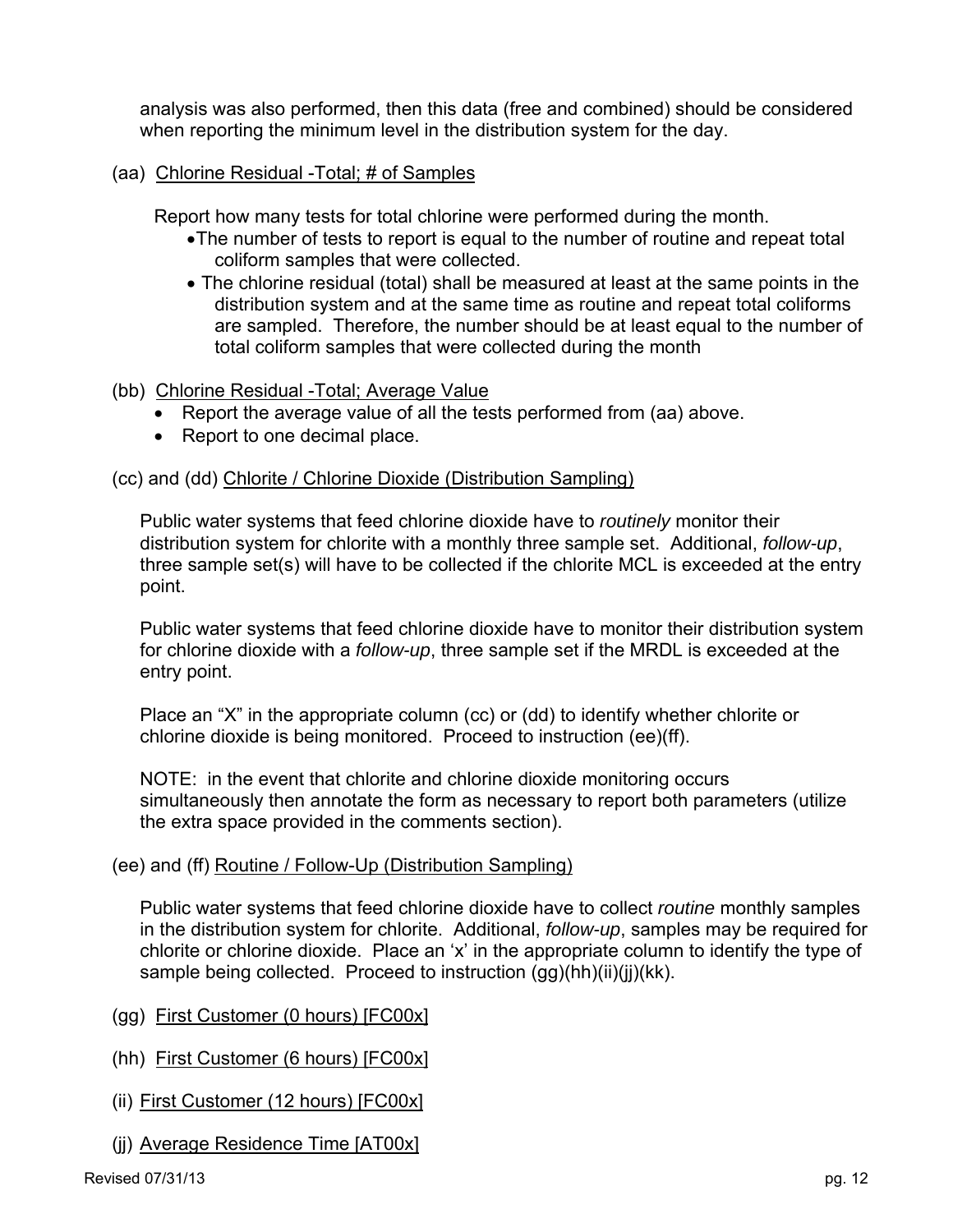analysis was also performed, then this data (free and combined) should be considered when reporting the minimum level in the distribution system for the day.

(aa) <u>Chlorine Residual -Total; # of Samples</u>

Report how many tests for total chlorine were performed during the month.

- The number of tests to report is equal to the number of routine and repeat total coliform samples that were collected.
- The chlorine residual (total) shall be measured at least at the same points in the distribution system and at the same time as routine and repeat total coliforms are sampled. Therefore, the number should be at least equal to the number of total coliform samples that were collected during the month

(bb) <u>Chlorine Residual -Total; Average Value</u>

- Report the average value of all the tests performed from (aa) above.
- Report to one decimal place.

(cc) and (dd) <u>Chlorite / Chlorine Dioxide (Distribution Sampling)</u>

Public water systems that feed chlorine dioxide have to *routinely* monitor their distribution system for chlorite with a monthly three sample set. Additional, *follow-up*, three sample set(s) will have to be collected if the chlorite MCL is exceeded at the entry point.

Public water systems that feed chlorine dioxide have to monitor their distribution system for chlorine dioxide with a *follow-up*, three sample set if the MRDL is exceeded at the entry point.

Place an "X" in the appropriate column (cc) or (dd) to identify whether chlorite or chlorine dioxide is being monitored. Proceed to instruction (ee)(ff).

NOTE: in the event that chlorite and chlorine dioxide monitoring occurs simultaneously then annotate the form as necessary to report both parameters (utilize the extra space provided in the comments section).

(ee) and (ff) <u>Routine / Follow-Up (Distribution Sampling)</u>

Public water systems that feed chlorine dioxide have to collect *routine* monthly samples in the distribution system for chlorite. Additional, *follow-up*, samples may be required for chlorite or chlorine dioxide. Place an 'x' in the appropriate column to identify the type of sample being collected. Proceed to instruction (gg)(hh)(ii)(jj)(kk).

(gg) <u>First Customer (0 hours) [FC00x]</u>

(hh) <u>First Customer (6 hours) [FC00x]</u>

(ii) <u>First Customer (12 hours) [FC00x]</u>

(jj) <u>Average Residence Time [AT00x]</u>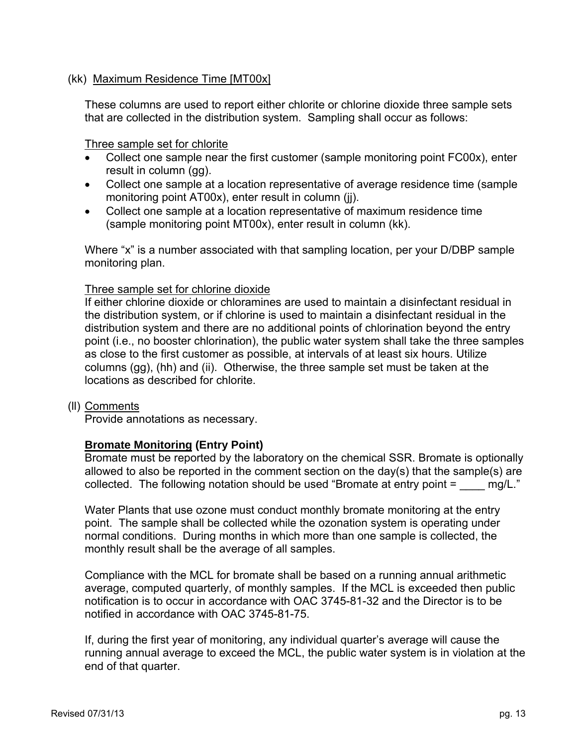(kk) Maximum Residence Time [MT00x]

These columns are used to report either chlorite or chlorine dioxide three sample sets that are collected in the distribution system. Sampling shall occur as follows:

Three sample set for chlorite

- Collect one sample near the first customer (sample monitoring point FC00x), enter result in column (gg).
- Collect one sample at a location representative of average residence time (sample monitoring point AT00x), enter result in column (jj).
- Collect one sample at a location representative of maximum residence time (sample monitoring point MT00x), enter result in column (kk).

Where "x" is a number associated with that sampling location, per your D/DBP sample monitoring plan.

Three sample set for chlorine dioxide

If either chlorine dioxide or chloramines are used to maintain a disinfectant residual in the distribution system, or if chlorine is used to maintain a disinfectant residual in the distribution system and there are no additional points of chlorination beyond the entry point (i.e., no booster chlorination), the public water system shall take the three samples as close to the first customer as possible, at intervals of at least six hours. Utilize columns (gg), (hh) and (ii). Otherwise, the three sample set must be taken at the locations as described for chlorite.

(ll) Comments

Provide annotations as necessary.

**Bromate Monitoring (Entry Point)**

Bromate must be reported by the laboratory on the chemical SSR. Bromate is optionally allowed to also be reported in the comment section on the day(s) that the sample(s) are collected. The following notation should be used "Bromate at entry point = ____ mg/L."

Water Plants that use ozone must conduct monthly bromate monitoring at the entry point. The sample shall be collected while the ozonation system is operating under normal conditions. During months in which more than one sample is collected, the monthly result shall be the average of all samples.

Compliance with the MCL for bromate shall be based on a running annual arithmetic average, computed quarterly, of monthly samples. If the MCL is exceeded then public notification is to occur in accordance with OAC 3745-81-32 and the Director is to be notified in accordance with OAC 3745-81-75.

If, during the first year of monitoring, any individual quarter's average will cause the running annual average to exceed the MCL, the public water system is in violation at the end of that quarter.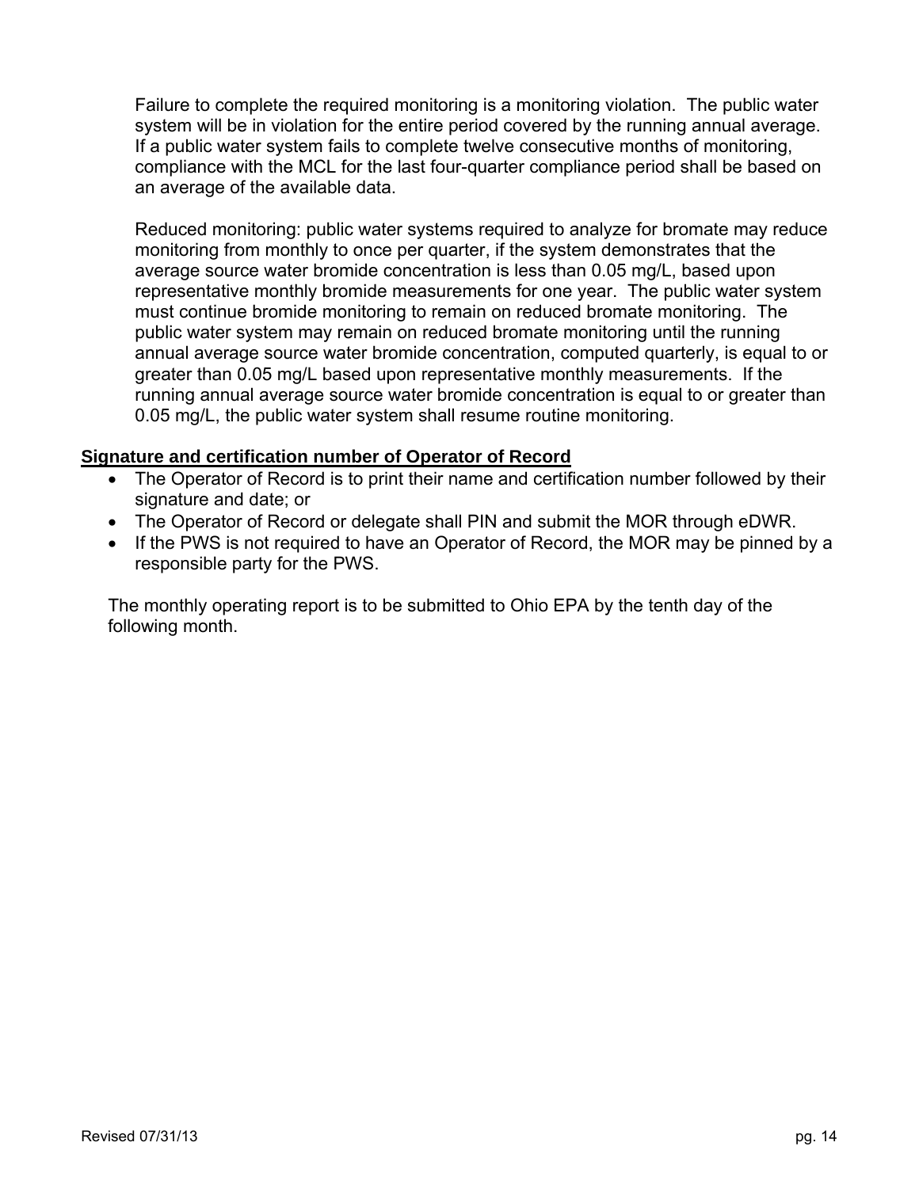Failure to complete the required monitoring is a monitoring violation. The public water system will be in violation for the entire period covered by the running annual average. If a public water system fails to complete twelve consecutive months of monitoring, compliance with the MCL for the last four-quarter compliance period shall be based on an average of the available data.

Reduced monitoring: public water systems required to analyze for bromate may reduce monitoring from monthly to once per quarter, if the system demonstrates that the average source water bromide concentration is less than 0.05 mg/L, based upon representative monthly bromide measurements for one year. The public water system must continue bromide monitoring to remain on reduced bromate monitoring. The public water system may remain on reduced bromate monitoring until the running annual average source water bromide concentration, computed quarterly, is equal to or greater than 0.05 mg/L based upon representative monthly measurements. If the running annual average source water bromide concentration is equal to or greater than 0.05 mg/L, the public water system shall resume routine monitoring.

**Signature and certification number of Operator of Record**

- The Operator of Record is to print their name and certification number followed by their signature and date; or
- The Operator of Record or delegate shall PIN and submit the MOR through eDWR.
- If the PWS is not required to have an Operator of Record, the MOR may be pinned by a responsible party for the PWS.

The monthly operating report is to be submitted to Ohio EPA by the tenth day of the following month.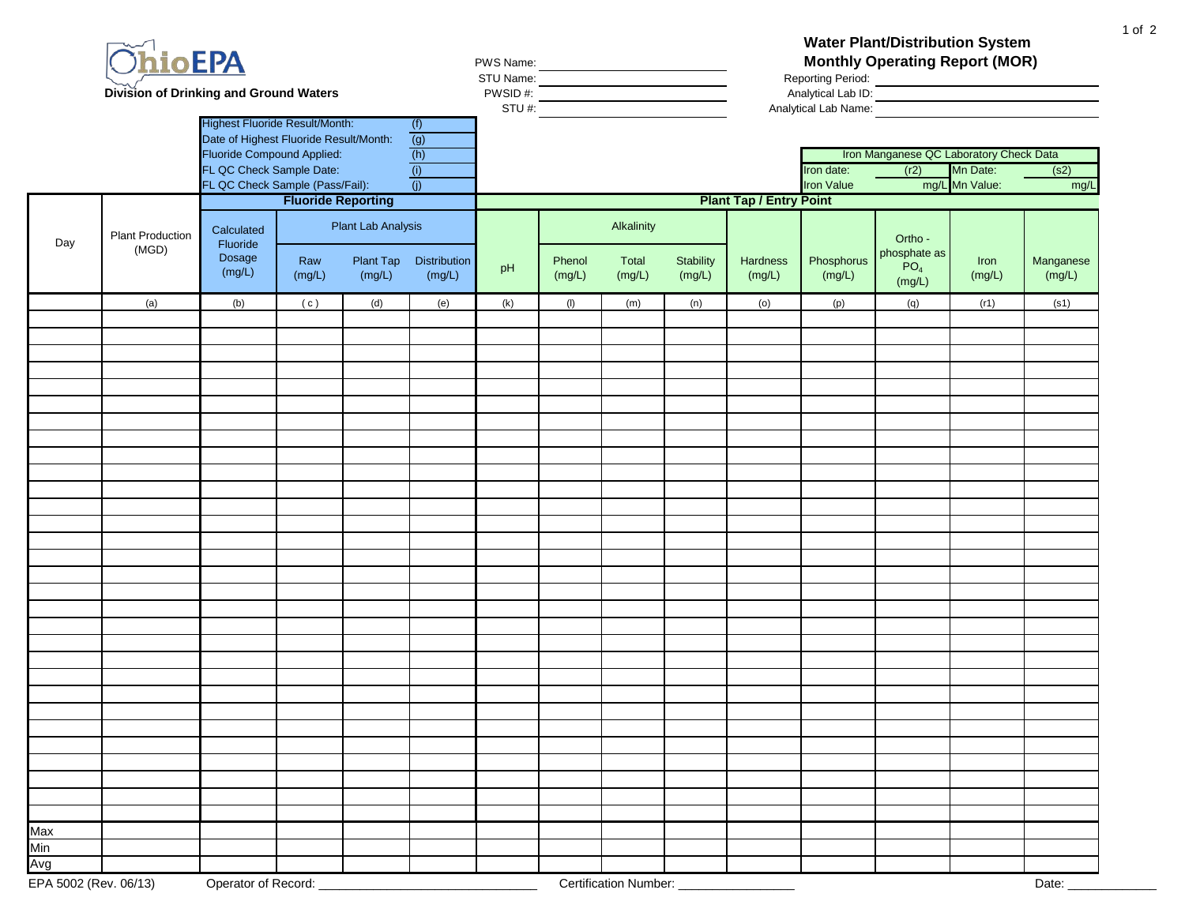OhioEPA

**Division of Drinking and Ground Waters**

PWS Name: ____________________

STU Name: ____________________

PWSID #: ____________________

STU #: ____________________

# Water Plant/Distribution System Monthly Operating Report (MOR)

Reporting Period: ____________________

Analytical Lab ID: ____________________

Analytical Lab Name: ____________________

| | |
|---|---|
| Highest Fluoride Result/Month: | (f) |
| Date of Highest Fluoride Result/Month: | (g) |
| Fluoride Compound Applied: | (h) |
| FL QC Check Sample Date: | (i) |
| FL QC Check Sample (Pass/Fail): | (j) |

| Iron Manganese QC Laboratory Check Data | | | |
|---|---|---|---|
| Iron date: | (r2) | Mn Date: | (s2) |
| Iron Value | mg/L | Mn Value: | mg/L |

| Day | Plant Production (MGD) | Fluoride Reporting | | | | Plant Tap / Entry Point | | | | | | | | |
|---|---|---|---|---|---|---|---|---|---|---|---|---|---|---|
| | | Calculated Fluoride Dosage (mg/L) | Plant Lab Analysis | | | pH | Alkalinity | | | Hardness (mg/L) | Phosphorus (mg/L) | Ortho - phosphate as $PO_4$ (mg/L) | Iron (mg/L) | Manganese (mg/L) |
| | | | Raw (mg/L) | Plant Tap (mg/L) | Distribution (mg/L) | | Phenol (mg/L) | Total (mg/L) | Stability (mg/L) | | | | | |
| | (a) | (b) | ( c ) | (d) | (e) | (k) | (l) | (m) | (n) | (o) | (p) | (q) | (r1) | (s1) |
| | | | | | | | | | | | | | | |
| | | | | | | | | | | | | | | |
| | | | | | | | | | | | | | | |
| | | | | | | | | | | | | | | |
| | | | | | | | | | | | | | | |
| | | | | | | | | | | | | | | |
| | | | | | | | | | | | | | | |
| | | | | | | | | | | | | | | |
| | | | | | | | | | | | | | | |
| | | | | | | | | | | | | | | |
| | | | | | | | | | | | | | | |
| | | | | | | | | | | | | | | |
| | | | | | | | | | | | | | | |
| | | | | | | | | | | | | | | |
| | | | | | | | | | | | | | | |
| | | | | | | | | | | | | | | |
| | | | | | | | | | | | | | | |
| | | | | | | | | | | | | | | |
| | | | | | | | | | | | | | | |
| | | | | | | | | | | | | | | |
| | | | | | | | | | | | | | | |
| | | | | | | | | | | | | | | |
| | | | | | | | | | | | | | | |
| | | | | | | | | | | | | | | |
| | | | | | | | | | | | | | | |
| | | | | | | | | | | | | | | |
| | | | | | | | | | | | | | | |
| | | | | | | | | | | | | | | |
| | | | | | | | | | | | | | | |
| | | | | | | | | | | | | | | |
| | | | | | | | | | | | | | | |
| Max | | | | | | | | | | | | | | |
| Min | | | | | | | | | | | | | | |
| Avg | | | | | | | | | | | | | | |

EPA 5002 (Rev. 06/13) Operator of Record: ______________________________ Certification Number: ________________ Date: ____________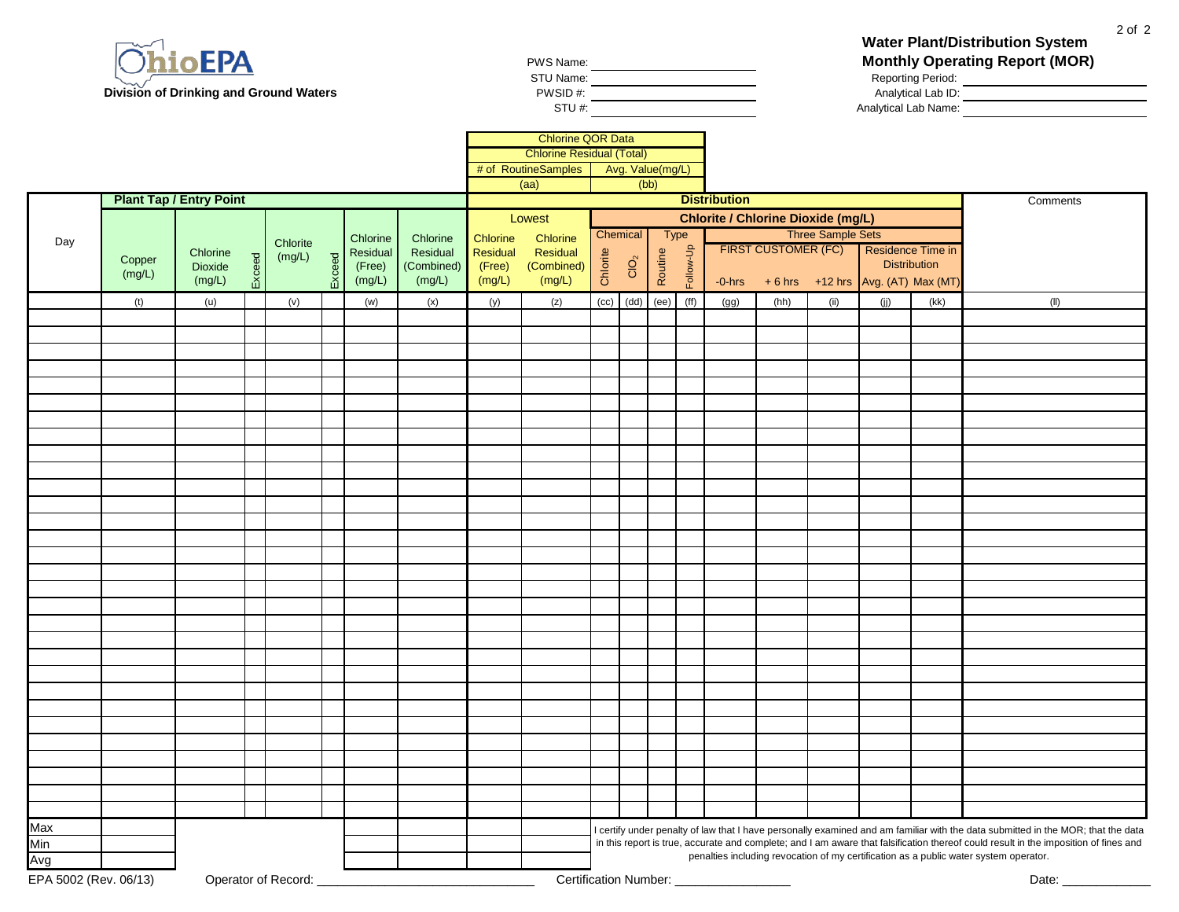**OhioEPA**

**Division of Drinking and Ground Waters**

PWS Name: ____________________

STU Name: ____________________

PWSID #: ____________________

STU #: ____________________

## Water Plant/Distribution System Monthly Operating Report (MOR)

Reporting Period: ____________________

Analytical Lab ID: ____________________

Analytical Lab Name: ____________________

| Chlorine QOR Data | |
|---|---|
| Chlorine Residual (Total) | |
| # of RoutineSamples | Avg. Value(mg/L) |
| (aa) | (bb) |

| Day | Plant Tap / Entry Point | | | | | | | Distribution | | | | | | | | | | | | Comments |
|---|---|---|---|---|---|---|---|---|---|---|---|---|---|---|---|---|---|---|---|---|
| | | | | | | | | Lowest | | Chlorite / Chlorine Dioxide (mg/L) | | | | | | | | | | |
| | | | | | | | | | | Chemical | | Type | | Three Sample Sets | | | | | | |
| | | | | | | | | | | | | | | FIRST CUSTOMER (FC) | | | Residence Time in Distribution | | | |
| | Copper (mg/L) | Chlorine Dioxide (mg/L) | Exceed | Chlorite (mg/L) | Exceed | Chlorine Residual (Free) (mg/L) | Chlorine Residual (Combined) (mg/L) | Chlorine Residual (Free) (mg/L) | Chlorine Residual (Combined) (mg/L) | Chlorite | $ClO_2$ | Routine | Follow-Up | -0-hrs | + 6 hrs | +12 hrs | Avg. (AT) | Max (MT) | | |
| | (t) | (u) | | (v) | | (w) | (x) | (y) | (z) | (cc) | (dd) | (ee) | (ff) | (gg) | (hh) | (ii) | (jj) | (kk) | | (ll) |
| | | | | | | | | | | | | | | | | | | | | |
| | | | | | | | | | | | | | | | | | | | | |
| | | | | | | | | | | | | | | | | | | | | |
| | | | | | | | | | | | | | | | | | | | | |
| | | | | | | | | | | | | | | | | | | | | |
| | | | | | | | | | | | | | | | | | | | | |
| | | | | | | | | | | | | | | | | | | | | |
| | | | | | | | | | | | | | | | | | | | | |
| | | | | | | | | | | | | | | | | | | | | |
| | | | | | | | | | | | | | | | | | | | | |
| | | | | | | | | | | | | | | | | | | | | |
| | | | | | | | | | | | | | | | | | | | | |
| | | | | | | | | | | | | | | | | | | | | |
| | | | | | | | | | | | | | | | | | | | | |
| | | | | | | | | | | | | | | | | | | | | |
| | | | | | | | | | | | | | | | | | | | | |
| | | | | | | | | | | | | | | | | | | | | |
| | | | | | | | | | | | | | | | | | | | | |
| | | | | | | | | | | | | | | | | | | | | |
| | | | | | | | | | | | | | | | | | | | | |
| | | | | | | | | | | | | | | | | | | | | |
| | | | | | | | | | | | | | | | | | | | | |
| | | | | | | | | | | | | | | | | | | | | |
| | | | | | | | | | | | | | | | | | | | | |
| | | | | | | | | | | | | | | | | | | | | |
| | | | | | | | | | | | | | | | | | | | | |
| | | | | | | | | | | | | | | | | | | | | |
| | | | | | | | | | | | | | | | | | | | | |
| | | | | | | | | | | | | | | | | | | | | |
| | | | | | | | | | | | | | | | | | | | | |
| | | | | | | | | | | | | | | | | | | | | |
| Max | | | | | | | | | | | | | | | | | | | | |
| Min | | | | | | | | | | | | | | | | | | | | |
| Avg | | | | | | | | | | | | | | | | | | | | |

I certify under penalty of law that I have personally examined and am familiar with the data submitted in the MOR; that the data in this report is true, accurate and complete; and I am aware that falsification thereof could result in the imposition of fines and penalties including revocation of my certification as a public water system operator.

EPA 5002 (Rev. 06/13) Operator of Record: ______________________ Certification Number: ______________ Date: ____________